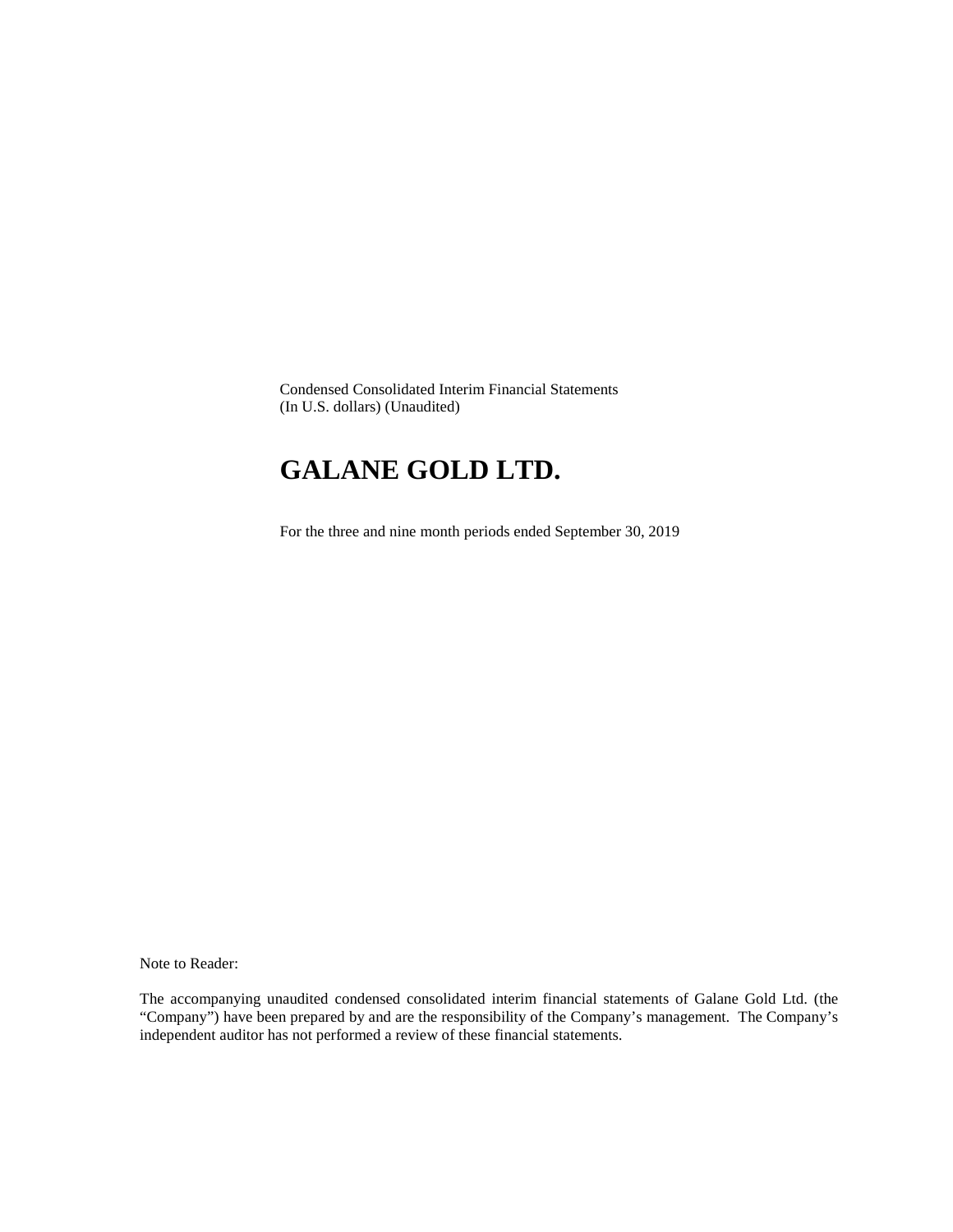Condensed Consolidated Interim Financial Statements
(In U.S. dollars) (Unaudited)

# GALANE GOLD LTD.

For the three and nine month periods ended September 30, 2019

Note to Reader:

The accompanying unaudited condensed consolidated interim financial statements of Galane Gold Ltd. (the "Company") have been prepared by and are the responsibility of the Company's management. The Company's independent auditor has not performed a review of these financial statements.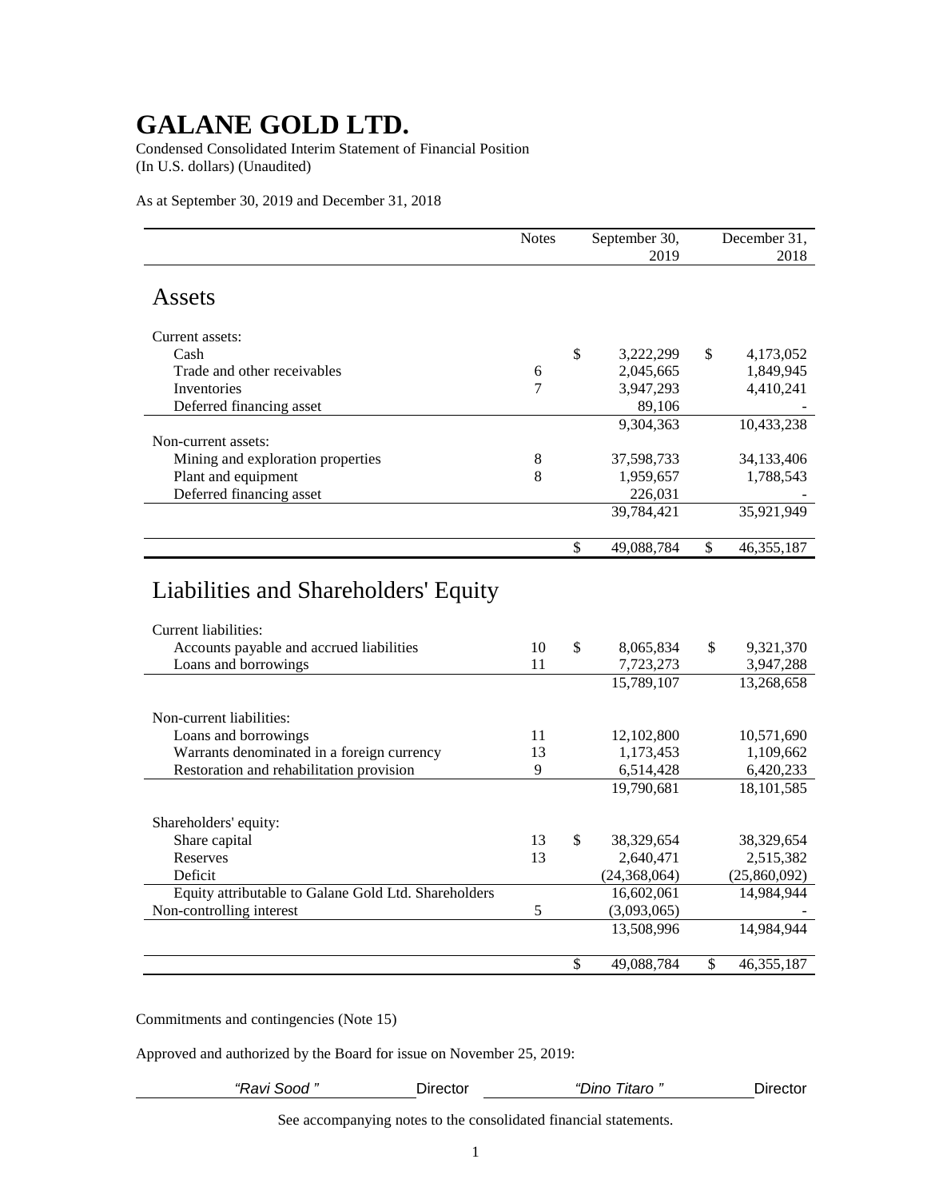# GALANE GOLD LTD.

Condensed Consolidated Interim Statement of Financial Position
(In U.S. dollars) (Unaudited)

As at September 30, 2019 and December 31, 2018

| | Notes | September 30, 2019 | December 31, 2018 |
|---|---|---|---|
| **Assets** | | | |
| Current assets: | | | |
| Cash | | $ 3,222,299 | $ 4,173,052 |
| Trade and other receivables | 6 | 2,045,665 | 1,849,945 |
| Inventories | 7 | 3,947,293 | 4,410,241 |
| Deferred financing asset | | 89,106 | - |
| | | 9,304,363 | 10,433,238 |
| Non-current assets: | | | |
| Mining and exploration properties | 8 | 37,598,733 | 34,133,406 |
| Plant and equipment | 8 | 1,959,657 | 1,788,543 |
| Deferred financing asset | | 226,031 | - |
| | | 39,784,421 | 35,921,949 |
| | | $ 49,088,784 | $ 46,355,187 |
| **Liabilities and Shareholders' Equity** | | | |
| Current liabilities: | | | |
| Accounts payable and accrued liabilities | 10 | $ 8,065,834 | $ 9,321,370 |
| Loans and borrowings | 11 | 7,723,273 | 3,947,288 |
| | | 15,789,107 | 13,268,658 |
| Non-current liabilities: | | | |
| Loans and borrowings | 11 | 12,102,800 | 10,571,690 |
| Warrants denominated in a foreign currency | 13 | 1,173,453 | 1,109,662 |
| Restoration and rehabilitation provision | 9 | 6,514,428 | 6,420,233 |
| | | 19,790,681 | 18,101,585 |
| Shareholders' equity: | | | |
| Share capital | 13 | $ 38,329,654 | 38,329,654 |
| Reserves | 13 | 2,640,471 | 2,515,382 |
| Deficit | | (24,368,064) | (25,860,092) |
| Equity attributable to Galane Gold Ltd. Shareholders | | 16,602,061 | 14,984,944 |
| Non-controlling interest | 5 | (3,093,065) | - |
| | | 13,508,996 | 14,984,944 |
| | | $ 49,088,784 | $ 46,355,187 |

Commitments and contingencies (Note 15)

Approved and authorized by the Board for issue on November 25, 2019:

*"Ravi Sood"* Director *"Dino Titaro"* Director

See accompanying notes to the consolidated financial statements.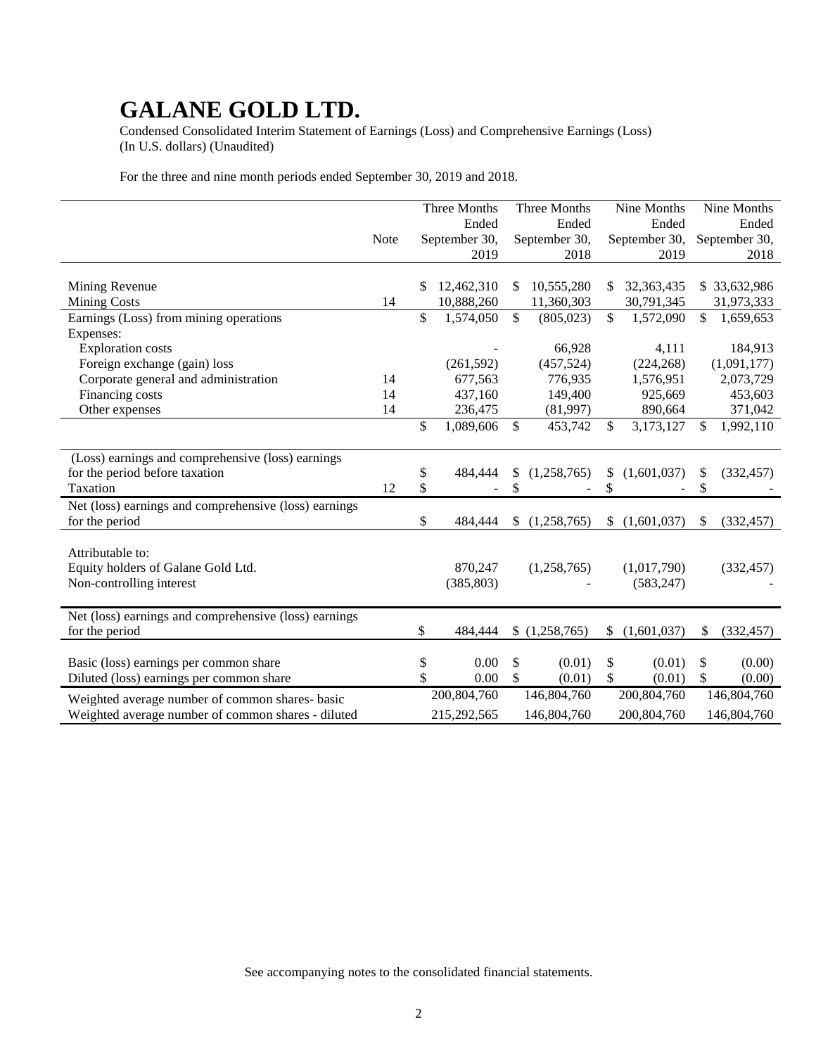# GALANE GOLD LTD.

Condensed Consolidated Interim Statement of Earnings (Loss) and Comprehensive Earnings (Loss)
(In U.S. dollars) (Unaudited)

For the three and nine month periods ended September 30, 2019 and 2018.

| | Note | Three Months Ended September 30, 2019 | Three Months Ended September 30, 2018 | Nine Months Ended September 30, 2019 | Nine Months Ended September 30, 2018 |
|---|---|---|---|---|---|
| Mining Revenue | | $ 12,462,310 | $ 10,555,280 | $ 32,363,435 | $ 33,632,986 |
| Mining Costs | 14 | 10,888,260 | 11,360,303 | 30,791,345 | 31,973,333 |
| Earnings (Loss) from mining operations | | $ 1,574,050 | $ (805,023) | $ 1,572,090 | $ 1,659,653 |
| Expenses: | | | | | |
| Exploration costs | | - | 66,928 | 4,111 | 184,913 |
| Foreign exchange (gain) loss | | (261,592) | (457,524) | (224,268) | (1,091,177) |
| Corporate general and administration | 14 | 677,563 | 776,935 | 1,576,951 | 2,073,729 |
| Financing costs | 14 | 437,160 | 149,400 | 925,669 | 453,603 |
| Other expenses | 14 | 236,475 | (81,997) | 890,664 | 371,042 |
| | | $ 1,089,606 | $ 453,742 | $ 3,173,127 | $ 1,992,110 |
| (Loss) earnings and comprehensive (loss) earnings for the period before taxation | | $ 484,444 | $ (1,258,765) | $ (1,601,037) | $ (332,457) |
| Taxation | 12 | $ - | $ - | $ - | $ - |
| Net (loss) earnings and comprehensive (loss) earnings for the period | | $ 484,444 | $ (1,258,765) | $ (1,601,037) | $ (332,457) |
| Attributable to: | | | | | |
| Equity holders of Galane Gold Ltd. | | 870,247 | (1,258,765) | (1,017,790) | (332,457) |
| Non-controlling interest | | (385,803) | - | (583,247) | - |
| Net (loss) earnings and comprehensive (loss) earnings for the period | | $ 484,444 | $ (1,258,765) | $ (1,601,037) | $ (332,457) |
| Basic (loss) earnings per common share | | $ 0.00 | $ (0.01) | $ (0.01) | $ (0.00) |
| Diluted (loss) earnings per common share | | $ 0.00 | $ (0.01) | $ (0.01) | $ (0.00) |
| Weighted average number of common shares- basic | | 200,804,760 | 146,804,760 | 200,804,760 | 146,804,760 |
| Weighted average number of common shares - diluted | | 215,292,565 | 146,804,760 | 200,804,760 | 146,804,760 |

See accompanying notes to the consolidated financial statements.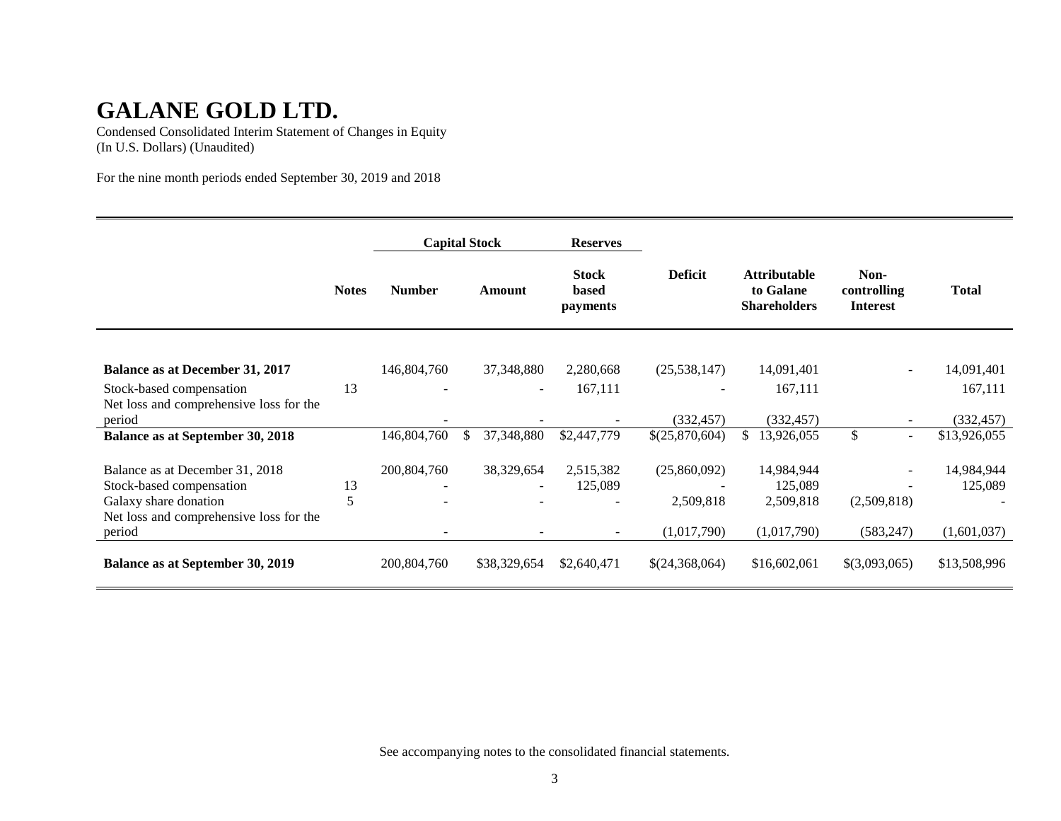# GALANE GOLD LTD.

Condensed Consolidated Interim Statement of Changes in Equity
(In U.S. Dollars) (Unaudited)

For the nine month periods ended September 30, 2019 and 2018

| | | Capital Stock | | Reserves | | | | |
|---|---|---|---|---|---|---|---|---|
| | Notes | Number | Amount | Stock based payments | Deficit | Attributable to Galane Shareholders | Non-controlling Interest | Total |
| **Balance as at December 31, 2017** | | 146,804,760 | 37,348,880 | 2,280,668 | (25,538,147) | 14,091,401 | - | 14,091,401 |
| Stock-based compensation | 13 | - | - | 167,111 | - | 167,111 | | 167,111 |
| Net loss and comprehensive loss for the period | | - | - | - | (332,457) | (332,457) | - | (332,457) |
| **Balance as at September 30, 2018** | | 146,804,760 | $ 37,348,880 | $2,447,779 | $(25,870,604) | $ 13,926,055 | $ - | $13,926,055 |
| Balance as at December 31, 2018 | | 200,804,760 | 38,329,654 | 2,515,382 | (25,860,092) | 14,984,944 | - | 14,984,944 |
| Stock-based compensation | 13 | - | - | 125,089 | - | 125,089 | - | 125,089 |
| Galaxy share donation | 5 | - | - | - | 2,509,818 | 2,509,818 | (2,509,818) | - |
| Net loss and comprehensive loss for the period | | - | - | - | (1,017,790) | (1,017,790) | (583,247) | (1,601,037) |
| **Balance as at September 30, 2019** | | 200,804,760 | $38,329,654 | $2,640,471 | $(24,368,064) | $16,602,061 | $(3,093,065) | $13,508,996 |

See accompanying notes to the consolidated financial statements.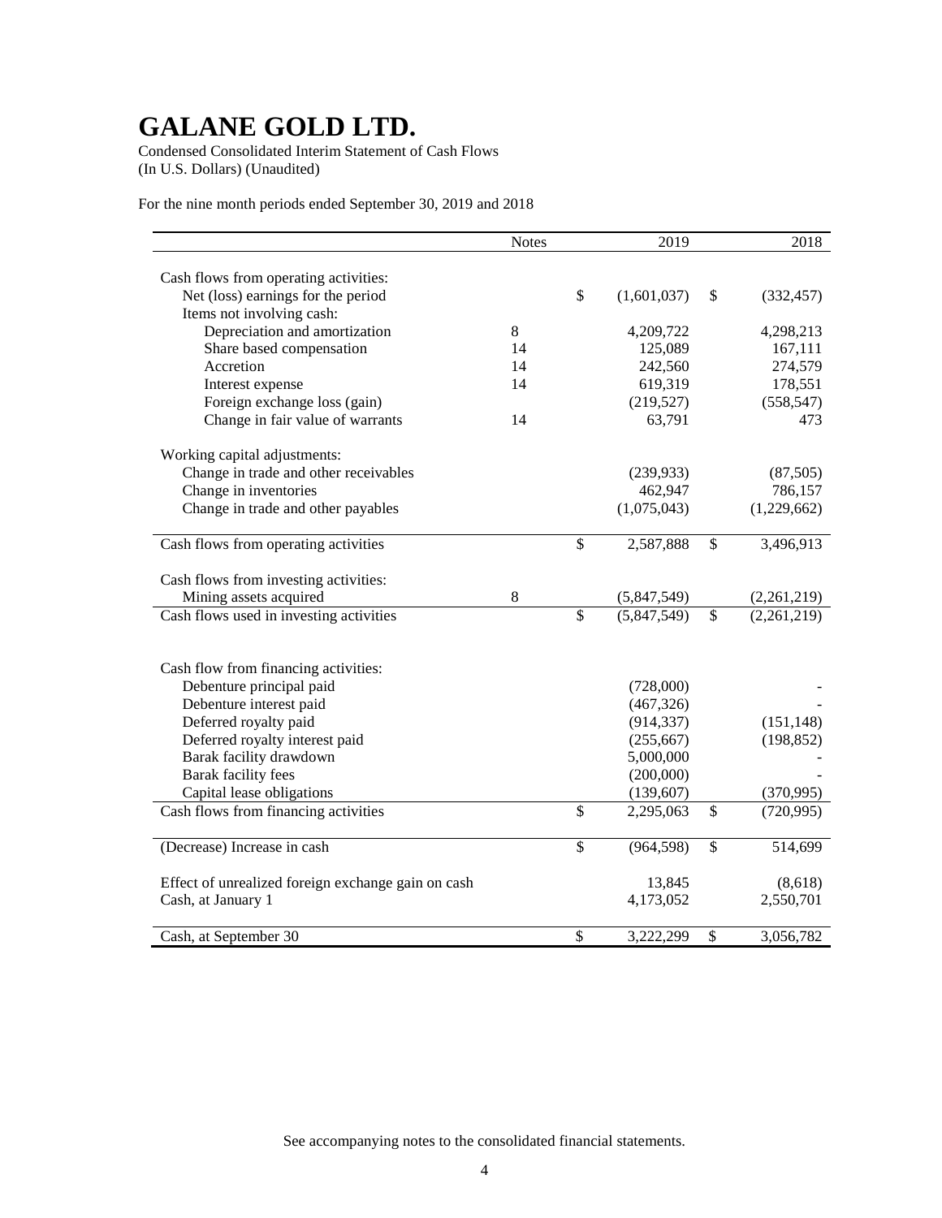# GALANE GOLD LTD.

Condensed Consolidated Interim Statement of Cash Flows
(In U.S. Dollars) (Unaudited)

For the nine month periods ended September 30, 2019 and 2018

| | Notes | 2019 | 2018 |
|---|---|---|---|
| Cash flows from operating activities: | | | |
| Net (loss) earnings for the period | | $ (1,601,037) | $ (332,457) |
| Items not involving cash: | | | |
| Depreciation and amortization | 8 | 4,209,722 | 4,298,213 |
| Share based compensation | 14 | 125,089 | 167,111 |
| Accretion | 14 | 242,560 | 274,579 |
| Interest expense | 14 | 619,319 | 178,551 |
| Foreign exchange loss (gain) | | (219,527) | (558,547) |
| Change in fair value of warrants | 14 | 63,791 | 473 |
| Working capital adjustments: | | | |
| Change in trade and other receivables | | (239,933) | (87,505) |
| Change in inventories | | 462,947 | 786,157 |
| Change in trade and other payables | | (1,075,043) | (1,229,662) |
| Cash flows from operating activities | | $ 2,587,888 | $ 3,496,913 |
| Cash flows from investing activities: | | | |
| Mining assets acquired | 8 | (5,847,549) | (2,261,219) |
| Cash flows used in investing activities | | $ (5,847,549) | $ (2,261,219) |
| Cash flow from financing activities: | | | |
| Debenture principal paid | | (728,000) | - |
| Debenture interest paid | | (467,326) | - |
| Deferred royalty paid | | (914,337) | (151,148) |
| Deferred royalty interest paid | | (255,667) | (198,852) |
| Barak facility drawdown | | 5,000,000 | - |
| Barak facility fees | | (200,000) | - |
| Capital lease obligations | | (139,607) | (370,995) |
| Cash flows from financing activities | | $ 2,295,063 | $ (720,995) |
| (Decrease) Increase in cash | | $ (964,598) | $ 514,699 |
| Effect of unrealized foreign exchange gain on cash | | 13,845 | (8,618) |
| Cash, at January 1 | | 4,173,052 | 2,550,701 |
| Cash, at September 30 | | $ 3,222,299 | $ 3,056,782 |

See accompanying notes to the consolidated financial statements.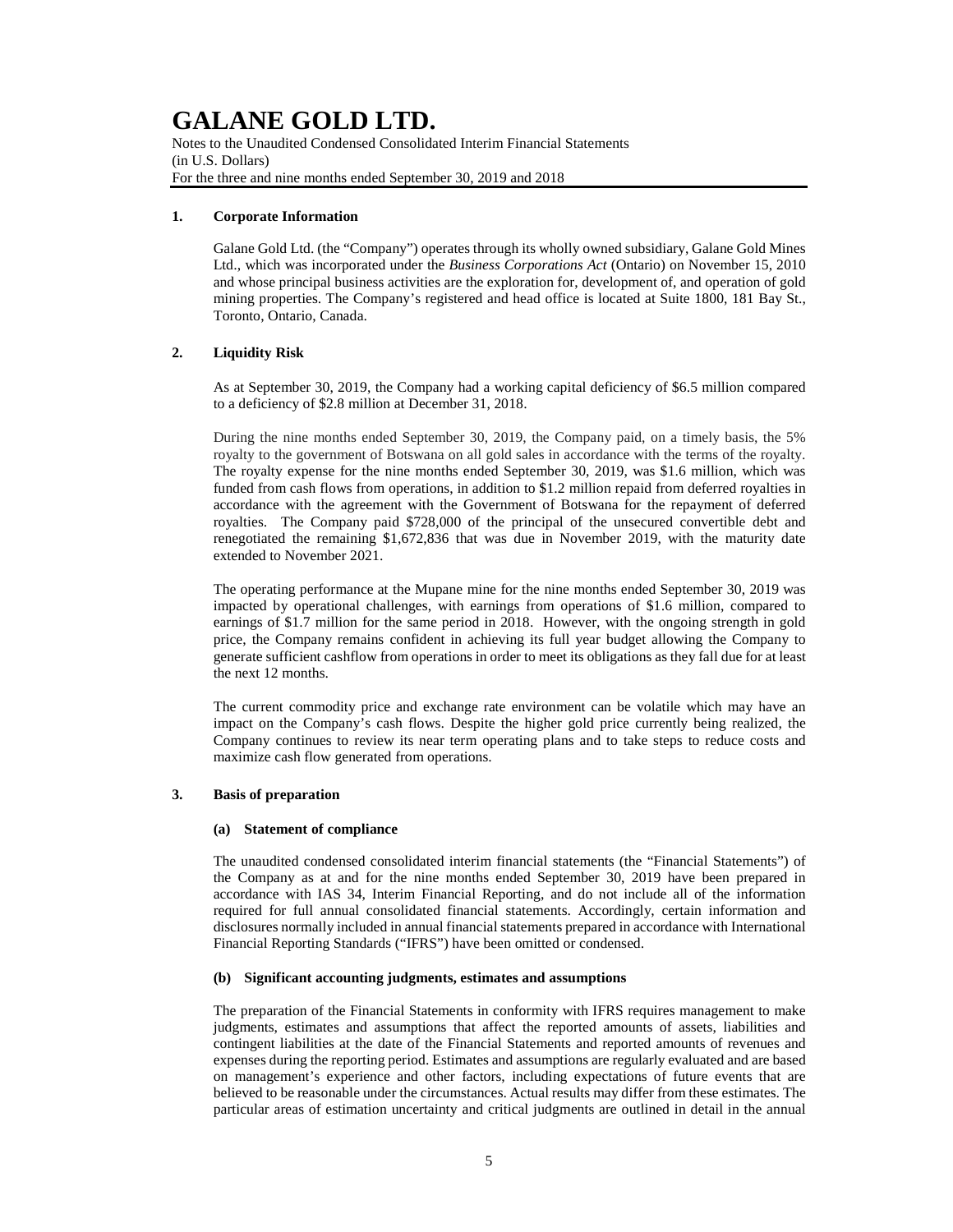# GALANE GOLD LTD.

Notes to the Unaudited Condensed Consolidated Interim Financial Statements
(in U.S. Dollars)
For the three and nine months ended September 30, 2019 and 2018

## 1. Corporate Information

Galane Gold Ltd. (the "Company") operates through its wholly owned subsidiary, Galane Gold Mines Ltd., which was incorporated under the *Business Corporations Act* (Ontario) on November 15, 2010 and whose principal business activities are the exploration for, development of, and operation of gold mining properties. The Company's registered and head office is located at Suite 1800, 181 Bay St., Toronto, Ontario, Canada.

## 2. Liquidity Risk

As at September 30, 2019, the Company had a working capital deficiency of $6.5 million compared to a deficiency of $2.8 million at December 31, 2018.

During the nine months ended September 30, 2019, the Company paid, on a timely basis, the 5% royalty to the government of Botswana on all gold sales in accordance with the terms of the royalty. The royalty expense for the nine months ended September 30, 2019, was $1.6 million, which was funded from cash flows from operations, in addition to $1.2 million repaid from deferred royalties in accordance with the agreement with the Government of Botswana for the repayment of deferred royalties. The Company paid $728,000 of the principal of the unsecured convertible debt and renegotiated the remaining $1,672,836 that was due in November 2019, with the maturity date extended to November 2021.

The operating performance at the Mupane mine for the nine months ended September 30, 2019 was impacted by operational challenges, with earnings from operations of $1.6 million, compared to earnings of $1.7 million for the same period in 2018. However, with the ongoing strength in gold price, the Company remains confident in achieving its full year budget allowing the Company to generate sufficient cashflow from operations in order to meet its obligations as they fall due for at least the next 12 months.

The current commodity price and exchange rate environment can be volatile which may have an impact on the Company's cash flows. Despite the higher gold price currently being realized, the Company continues to review its near term operating plans and to take steps to reduce costs and maximize cash flow generated from operations.

## 3. Basis of preparation

### (a) Statement of compliance

The unaudited condensed consolidated interim financial statements (the "Financial Statements") of the Company as at and for the nine months ended September 30, 2019 have been prepared in accordance with IAS 34, Interim Financial Reporting, and do not include all of the information required for full annual consolidated financial statements. Accordingly, certain information and disclosures normally included in annual financial statements prepared in accordance with International Financial Reporting Standards ("IFRS") have been omitted or condensed.

### (b) Significant accounting judgments, estimates and assumptions

The preparation of the Financial Statements in conformity with IFRS requires management to make judgments, estimates and assumptions that affect the reported amounts of assets, liabilities and contingent liabilities at the date of the Financial Statements and reported amounts of revenues and expenses during the reporting period. Estimates and assumptions are regularly evaluated and are based on management's experience and other factors, including expectations of future events that are believed to be reasonable under the circumstances. Actual results may differ from these estimates. The particular areas of estimation uncertainty and critical judgments are outlined in detail in the annual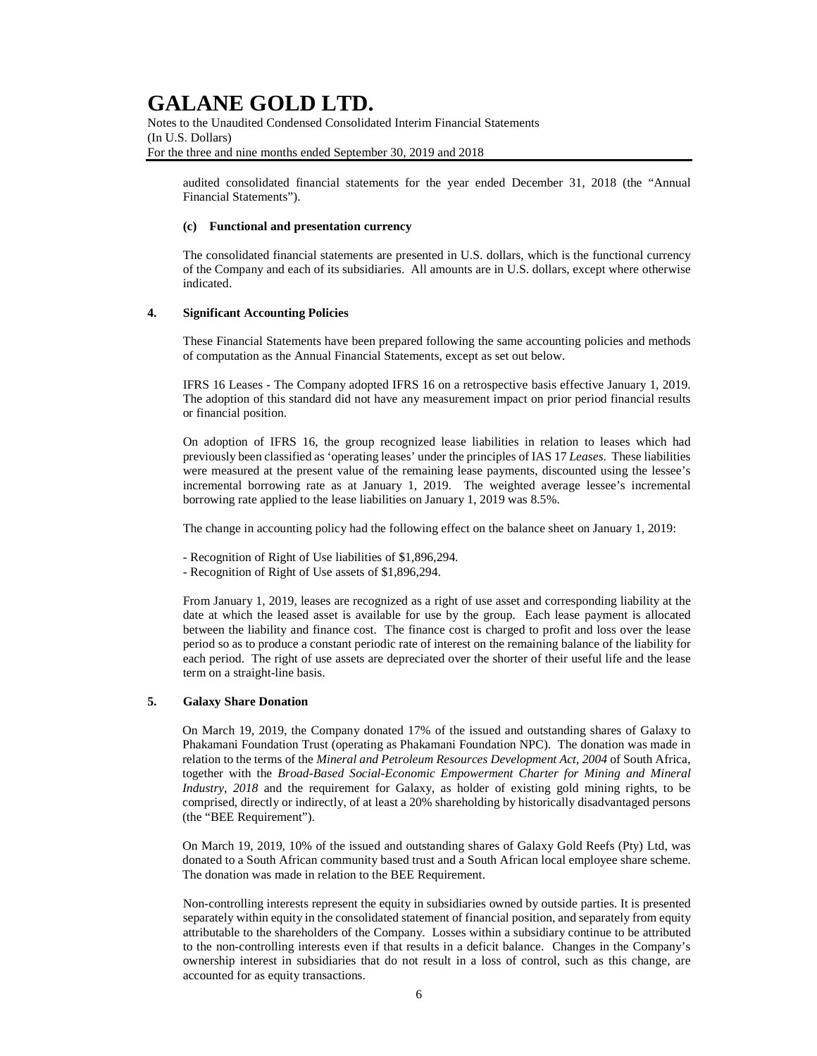audited consolidated financial statements for the year ended December 31, 2018 (the "Annual Financial Statements").

**(c) Functional and presentation currency**

The consolidated financial statements are presented in U.S. dollars, which is the functional currency of the Company and each of its subsidiaries. All amounts are in U.S. dollars, except where otherwise indicated.

## 4. Significant Accounting Policies

These Financial Statements have been prepared following the same accounting policies and methods of computation as the Annual Financial Statements, except as set out below.

IFRS 16 Leases - The Company adopted IFRS 16 on a retrospective basis effective January 1, 2019. The adoption of this standard did not have any measurement impact on prior period financial results or financial position.

On adoption of IFRS 16, the group recognized lease liabilities in relation to leases which had previously been classified as 'operating leases' under the principles of IAS 17 *Leases*. These liabilities were measured at the present value of the remaining lease payments, discounted using the lessee's incremental borrowing rate as at January 1, 2019. The weighted average lessee's incremental borrowing rate applied to the lease liabilities on January 1, 2019 was 8.5%.

The change in accounting policy had the following effect on the balance sheet on January 1, 2019:

- Recognition of Right of Use liabilities of $1,896,294.
- Recognition of Right of Use assets of $1,896,294.

From January 1, 2019, leases are recognized as a right of use asset and corresponding liability at the date at which the leased asset is available for use by the group. Each lease payment is allocated between the liability and finance cost. The finance cost is charged to profit and loss over the lease period so as to produce a constant periodic rate of interest on the remaining balance of the liability for each period. The right of use assets are depreciated over the shorter of their useful life and the lease term on a straight-line basis.

## 5. Galaxy Share Donation

On March 19, 2019, the Company donated 17% of the issued and outstanding shares of Galaxy to Phakamani Foundation Trust (operating as Phakamani Foundation NPC). The donation was made in relation to the terms of the *Mineral and Petroleum Resources Development Act, 2004* of South Africa, together with the *Broad-Based Social-Economic Empowerment Charter for Mining and Mineral Industry, 2018* and the requirement for Galaxy, as holder of existing gold mining rights, to be comprised, directly or indirectly, of at least a 20% shareholding by historically disadvantaged persons (the "BEE Requirement").

On March 19, 2019, 10% of the issued and outstanding shares of Galaxy Gold Reefs (Pty) Ltd, was donated to a South African community based trust and a South African local employee share scheme. The donation was made in relation to the BEE Requirement.

Non-controlling interests represent the equity in subsidiaries owned by outside parties. It is presented separately within equity in the consolidated statement of financial position, and separately from equity attributable to the shareholders of the Company. Losses within a subsidiary continue to be attributed to the non-controlling interests even if that results in a deficit balance. Changes in the Company's ownership interest in subsidiaries that do not result in a loss of control, such as this change, are accounted for as equity transactions.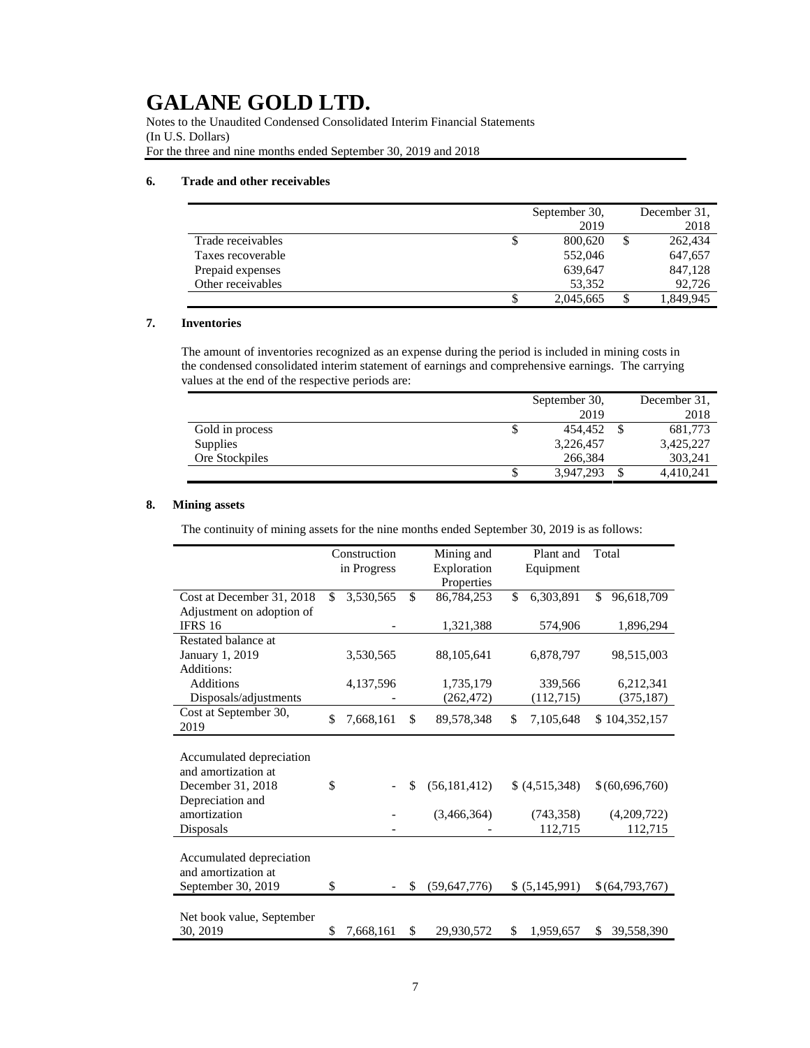# GALANE GOLD LTD.

Notes to the Unaudited Condensed Consolidated Interim Financial Statements
(In U.S. Dollars)
For the three and nine months ended September 30, 2019 and 2018

### 6. Trade and other receivables

| | September 30, 2019 | December 31, 2018 |
|---|---|---|
| Trade receivables | $ 800,620 | $ 262,434 |
| Taxes recoverable | 552,046 | 647,657 |
| Prepaid expenses | 639,647 | 847,128 |
| Other receivables | 53,352 | 92,726 |
| | $ 2,045,665 | $ 1,849,945 |

### 7. Inventories

The amount of inventories recognized as an expense during the period is included in mining costs in the condensed consolidated interim statement of earnings and comprehensive earnings. The carrying values at the end of the respective periods are:

| | September 30, 2019 | December 31, 2018 |
|---|---|---|
| Gold in process | $ 454,452 | $ 681,773 |
| Supplies | 3,226,457 | 3,425,227 |
| Ore Stockpiles | 266,384 | 303,241 |
| | $ 3,947,293 | $ 4,410,241 |

### 8. Mining assets

The continuity of mining assets for the nine months ended September 30, 2019 is as follows:

| | Construction in Progress | Mining and Exploration Properties | Plant and Equipment | Total |
|---|---|---|---|---|
| Cost at December 31, 2018 | $ 3,530,565 | $ 86,784,253 | $ 6,303,891 | $ 96,618,709 |
| Adjustment on adoption of IFRS 16 | - | 1,321,388 | 574,906 | 1,896,294 |
| Restated balance at January 1, 2019 | 3,530,565 | 88,105,641 | 6,878,797 | 98,515,003 |
| Additions: | | | | |
| Additions | 4,137,596 | 1,735,179 | 339,566 | 6,212,341 |
| Disposals/adjustments | - | (262,472) | (112,715) | (375,187) |
| Cost at September 30, 2019 | $ 7,668,161 | $ 89,578,348 | $ 7,105,648 | $ 104,352,157 |
| | | | | |
| Accumulated depreciation and amortization at December 31, 2018 | $ - | $ (56,181,412) | $ (4,515,348) | $ (60,696,760) |
| Depreciation and amortization | - | (3,466,364) | (743,358) | (4,209,722) |
| Disposals | - | - | 112,715 | 112,715 |
| | | | | |
| Accumulated depreciation and amortization at September 30, 2019 | $ - | $ (59,647,776) | $ (5,145,991) | $ (64,793,767) |
| | | | | |
| Net book value, September 30, 2019 | $ 7,668,161 | $ 29,930,572 | $ 1,959,657 | $ 39,558,390 |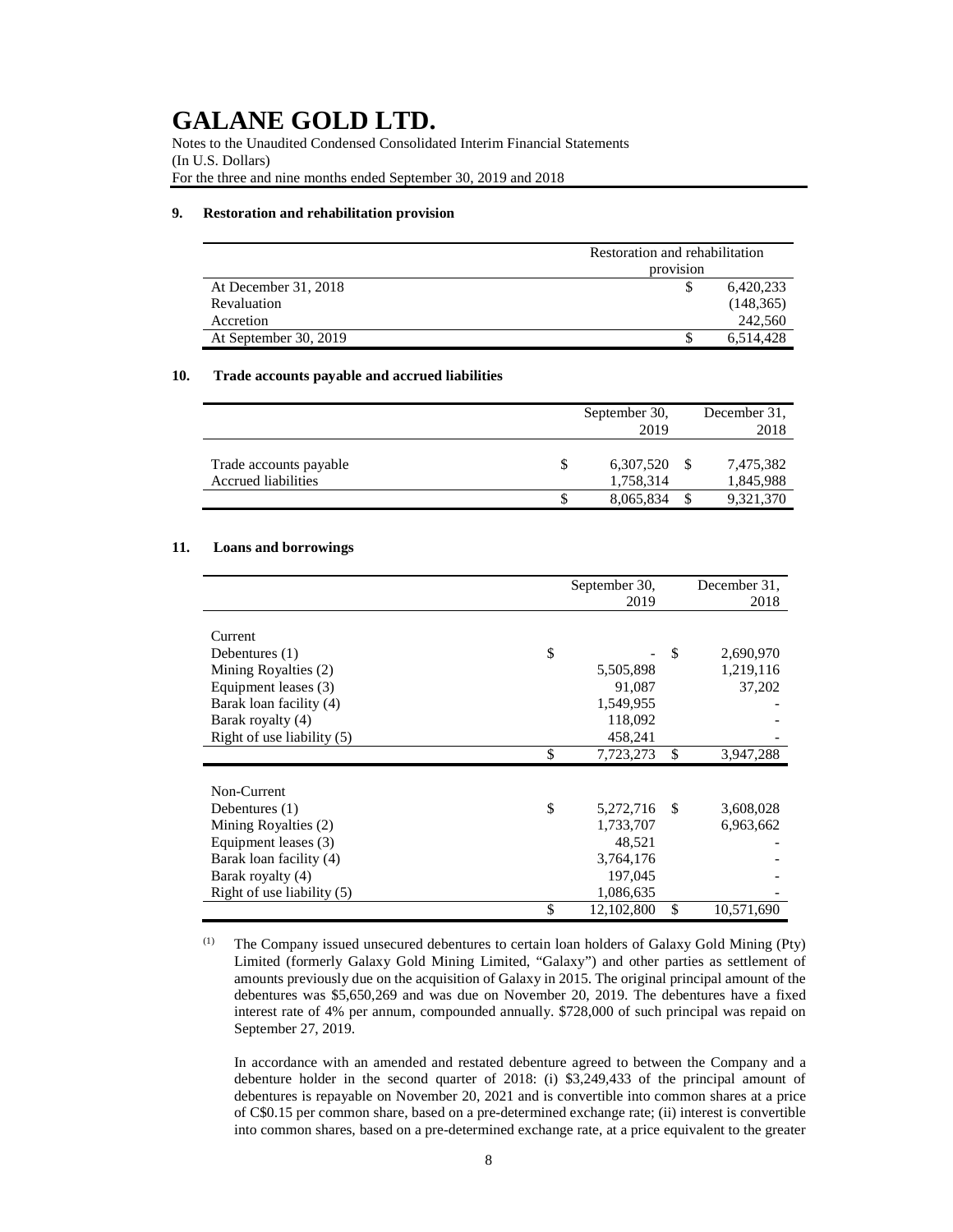# GALANE GOLD LTD.

Notes to the Unaudited Condensed Consolidated Interim Financial Statements
(In U.S. Dollars)
For the three and nine months ended September 30, 2019 and 2018

## 9. Restoration and rehabilitation provision

| | Restoration and rehabilitation provision |
|---|---|
| At December 31, 2018 | $ 6,420,233 |
| Revaluation | (148,365) |
| Accretion | 242,560 |
| At September 30, 2019 | $ 6,514,428 |

## 10. Trade accounts payable and accrued liabilities

| | September 30, 2019 | December 31, 2018 |
|---|---|---|
| Trade accounts payable | $ 6,307,520 | $ 7,475,382 |
| Accrued liabilities | 1,758,314 | 1,845,988 |
| | $ 8,065,834 | $ 9,321,370 |

## 11. Loans and borrowings

| | September 30, 2019 | December 31, 2018 |
|---|---|---|
| Current | | |
| Debentures (1) | $ - | $ 2,690,970 |
| Mining Royalties (2) | 5,505,898 | 1,219,116 |
| Equipment leases (3) | 91,087 | 37,202 |
| Barak loan facility (4) | 1,549,955 | - |
| Barak royalty (4) | 118,092 | - |
| Right of use liability (5) | 458,241 | - |
| | $ 7,723,273 | $ 3,947,288 |
| Non-Current | | |
| Debentures (1) | $ 5,272,716 | $ 3,608,028 |
| Mining Royalties (2) | 1,733,707 | 6,963,662 |
| Equipment leases (3) | 48,521 | - |
| Barak loan facility (4) | 3,764,176 | - |
| Barak royalty (4) | 197,045 | - |
| Right of use liability (5) | 1,086,635 | - |
| | $ 12,102,800 | $ 10,571,690 |

(1) The Company issued unsecured debentures to certain loan holders of Galaxy Gold Mining (Pty) Limited (formerly Galaxy Gold Mining Limited, "Galaxy") and other parties as settlement of amounts previously due on the acquisition of Galaxy in 2015. The original principal amount of the debentures was $5,650,269 and was due on November 20, 2019. The debentures have a fixed interest rate of 4% per annum, compounded annually. $728,000 of such principal was repaid on September 27, 2019.

In accordance with an amended and restated debenture agreed to between the Company and a debenture holder in the second quarter of 2018: (i) $3,249,433 of the principal amount of debentures is repayable on November 20, 2021 and is convertible into common shares at a price of C$0.15 per common share, based on a pre-determined exchange rate; (ii) interest is convertible into common shares, based on a pre-determined exchange rate, at a price equivalent to the greater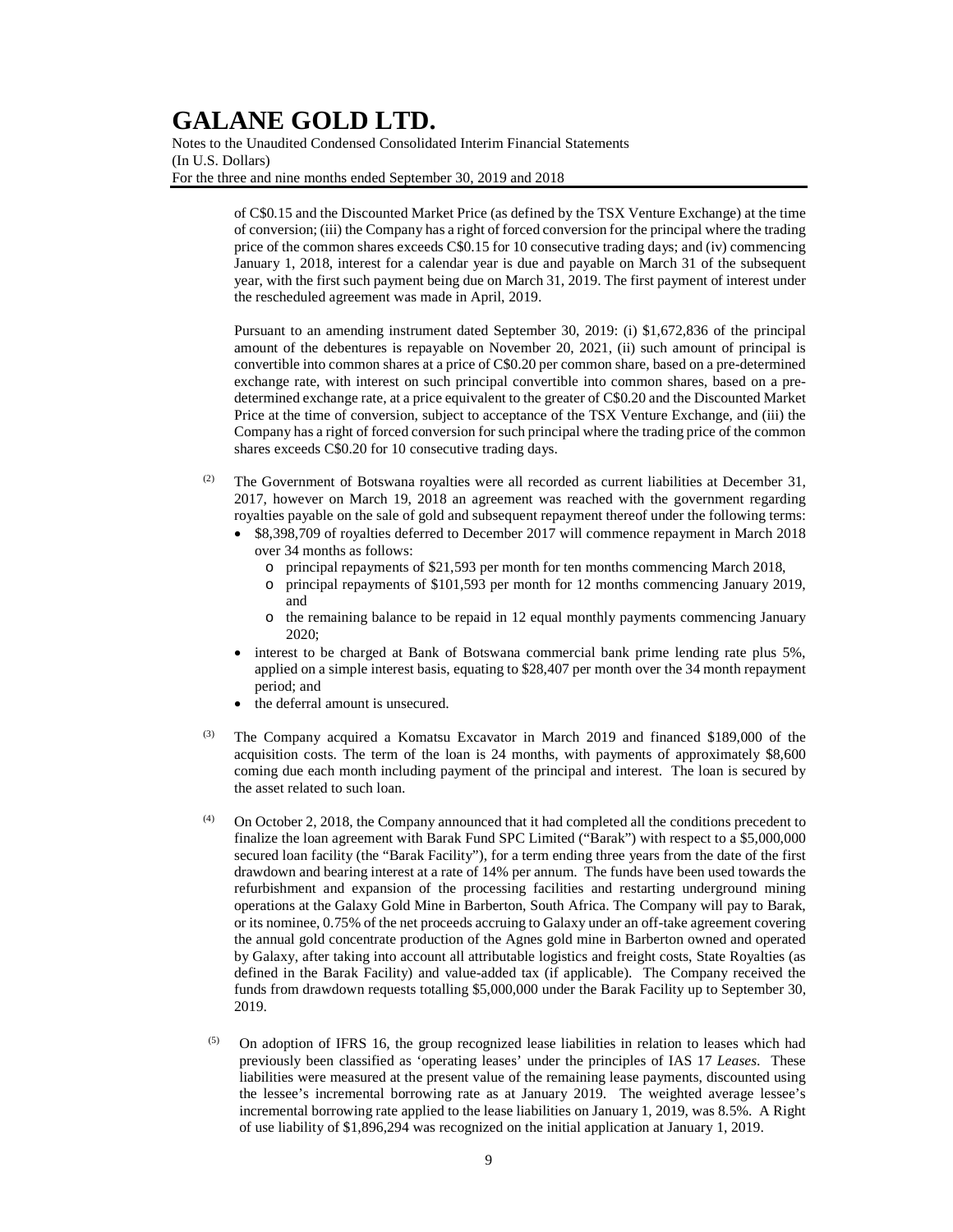of C$0.15 and the Discounted Market Price (as defined by the TSX Venture Exchange) at the time of conversion; (iii) the Company has a right of forced conversion for the principal where the trading price of the common shares exceeds C$0.15 for 10 consecutive trading days; and (iv) commencing January 1, 2018, interest for a calendar year is due and payable on March 31 of the subsequent year, with the first such payment being due on March 31, 2019. The first payment of interest under the rescheduled agreement was made in April, 2019.

Pursuant to an amending instrument dated September 30, 2019: (i) $1,672,836 of the principal amount of the debentures is repayable on November 20, 2021, (ii) such amount of principal is convertible into common shares at a price of C$0.20 per common share, based on a pre-determined exchange rate, with interest on such principal convertible into common shares, based on a pre-determined exchange rate, at a price equivalent to the greater of C$0.20 and the Discounted Market Price at the time of conversion, subject to acceptance of the TSX Venture Exchange, and (iii) the Company has a right of forced conversion for such principal where the trading price of the common shares exceeds C$0.20 for 10 consecutive trading days.

(2) The Government of Botswana royalties were all recorded as current liabilities at December 31, 2017, however on March 19, 2018 an agreement was reached with the government regarding royalties payable on the sale of gold and subsequent repayment thereof under the following terms:

- $8,398,709 of royalties deferred to December 2017 will commence repayment in March 2018 over 34 months as follows:
  - principal repayments of $21,593 per month for ten months commencing March 2018,
  - principal repayments of $101,593 per month for 12 months commencing January 2019, and
  - the remaining balance to be repaid in 12 equal monthly payments commencing January 2020;
- interest to be charged at Bank of Botswana commercial bank prime lending rate plus 5%, applied on a simple interest basis, equating to $28,407 per month over the 34 month repayment period; and
- the deferral amount is unsecured.

(3) The Company acquired a Komatsu Excavator in March 2019 and financed $189,000 of the acquisition costs. The term of the loan is 24 months, with payments of approximately $8,600 coming due each month including payment of the principal and interest. The loan is secured by the asset related to such loan.

(4) On October 2, 2018, the Company announced that it had completed all the conditions precedent to finalize the loan agreement with Barak Fund SPC Limited ("Barak") with respect to a $5,000,000 secured loan facility (the "Barak Facility"), for a term ending three years from the date of the first drawdown and bearing interest at a rate of 14% per annum. The funds have been used towards the refurbishment and expansion of the processing facilities and restarting underground mining operations at the Galaxy Gold Mine in Barberton, South Africa. The Company will pay to Barak, or its nominee, 0.75% of the net proceeds accruing to Galaxy under an off-take agreement covering the annual gold concentrate production of the Agnes gold mine in Barberton owned and operated by Galaxy, after taking into account all attributable logistics and freight costs, State Royalties (as defined in the Barak Facility) and value-added tax (if applicable). The Company received the funds from drawdown requests totalling $5,000,000 under the Barak Facility up to September 30, 2019.

(5) On adoption of IFRS 16, the group recognized lease liabilities in relation to leases which had previously been classified as 'operating leases' under the principles of IAS 17 *Leases*. These liabilities were measured at the present value of the remaining lease payments, discounted using the lessee's incremental borrowing rate as at January 2019. The weighted average lessee's incremental borrowing rate applied to the lease liabilities on January 1, 2019, was 8.5%. A Right of use liability of $1,896,294 was recognized on the initial application at January 1, 2019.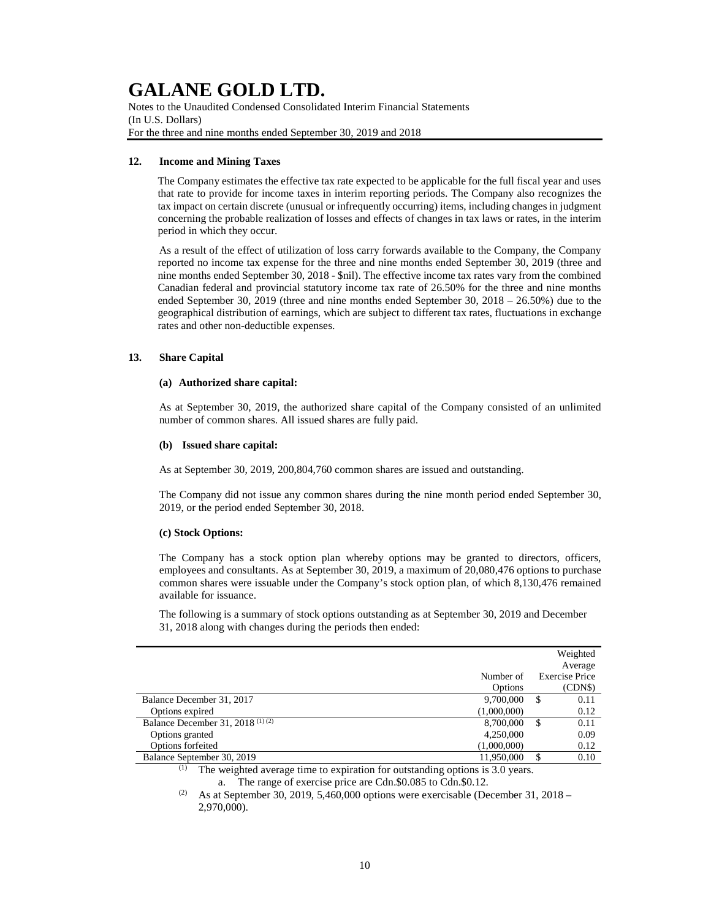## 12. Income and Mining Taxes

The Company estimates the effective tax rate expected to be applicable for the full fiscal year and uses that rate to provide for income taxes in interim reporting periods. The Company also recognizes the tax impact on certain discrete (unusual or infrequently occurring) items, including changes in judgment concerning the probable realization of losses and effects of changes in tax laws or rates, in the interim period in which they occur.

As a result of the effect of utilization of loss carry forwards available to the Company, the Company reported no income tax expense for the three and nine months ended September 30, 2019 (three and nine months ended September 30, 2018 - $nil). The effective income tax rates vary from the combined Canadian federal and provincial statutory income tax rate of 26.50% for the three and nine months ended September 30, 2019 (three and nine months ended September 30, 2018 – 26.50%) due to the geographical distribution of earnings, which are subject to different tax rates, fluctuations in exchange rates and other non-deductible expenses.

## 13. Share Capital

### (a) Authorized share capital:

As at September 30, 2019, the authorized share capital of the Company consisted of an unlimited number of common shares. All issued shares are fully paid.

### (b) Issued share capital:

As at September 30, 2019, 200,804,760 common shares are issued and outstanding.

The Company did not issue any common shares during the nine month period ended September 30, 2019, or the period ended September 30, 2018.

### (c) Stock Options:

The Company has a stock option plan whereby options may be granted to directors, officers, employees and consultants. As at September 30, 2019, a maximum of 20,080,476 options to purchase common shares were issuable under the Company's stock option plan, of which 8,130,476 remained available for issuance.

The following is a summary of stock options outstanding as at September 30, 2019 and December 31, 2018 along with changes during the periods then ended:

| | Number of Options | Weighted Average Exercise Price (CDN$) |
|---|---|---|
| Balance December 31, 2017 | 9,700,000 | $ 0.11 |
| Options expired | (1,000,000) | 0.12 |
| Balance December 31, 2018 (1) (2) | 8,700,000 | $ 0.11 |
| Options granted | 4,250,000 | 0.09 |
| Options forfeited | (1,000,000) | 0.12 |
| Balance September 30, 2019 | 11,950,000 | $ 0.10 |

(1) The weighted average time to expiration for outstanding options is 3.0 years.

a. The range of exercise price are Cdn.$0.085 to Cdn.$0.12.

(2) As at September 30, 2019, 5,460,000 options were exercisable (December 31, 2018 – 2,970,000).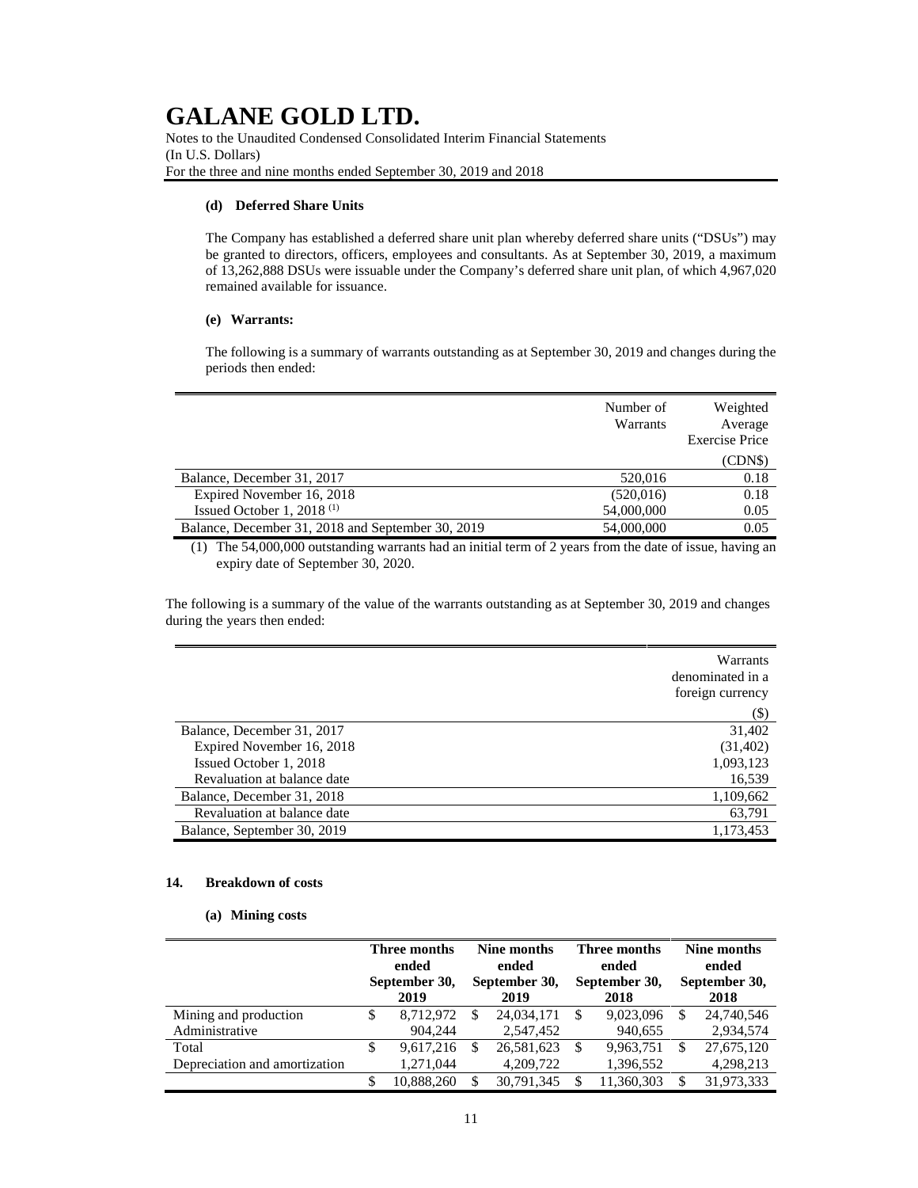#### (d) Deferred Share Units

The Company has established a deferred share unit plan whereby deferred share units ("DSUs") may be granted to directors, officers, employees and consultants. As at September 30, 2019, a maximum of 13,262,888 DSUs were issuable under the Company's deferred share unit plan, of which 4,967,020 remained available for issuance.

#### (e) Warrants:

The following is a summary of warrants outstanding as at September 30, 2019 and changes during the periods then ended:

| | Number of Warrants | Weighted Average Exercise Price |
|---|---|---|
| | | (CDN$) |
| Balance, December 31, 2017 | 520,016 | 0.18 |
| Expired November 16, 2018 | (520,016) | 0.18 |
| Issued October 1, 2018 [(1)] | 54,000,000 | 0.05 |
| Balance, December 31, 2018 and September 30, 2019 | 54,000,000 | 0.05 |

(1) The 54,000,000 outstanding warrants had an initial term of 2 years from the date of issue, having an expiry date of September 30, 2020.

The following is a summary of the value of the warrants outstanding as at September 30, 2019 and changes during the years then ended:

| | Warrants denominated in a foreign currency |
|---|---|
| | ($) |
| Balance, December 31, 2017 | 31,402 |
| Expired November 16, 2018 | (31,402) |
| Issued October 1, 2018 | 1,093,123 |
| Revaluation at balance date | 16,539 |
| Balance, December 31, 2018 | 1,109,662 |
| Revaluation at balance date | 63,791 |
| Balance, September 30, 2019 | 1,173,453 |

### 14. Breakdown of costs

#### (a) Mining costs

| | Three months ended September 30, 2019 | Nine months ended September 30, 2019 | Three months ended September 30, 2018 | Nine months ended September 30, 2018 |
|---|---|---|---|---|
| Mining and production | $ 8,712,972 | $ 24,034,171 | $ 9,023,096 | $ 24,740,546 |
| Administrative | 904,244 | 2,547,452 | 940,655 | 2,934,574 |
| Total | $ 9,617,216 | $ 26,581,623 | $ 9,963,751 | $ 27,675,120 |
| Depreciation and amortization | 1,271,044 | 4,209,722 | 1,396,552 | 4,298,213 |
| | $ 10,888,260 | $ 30,791,345 | $ 11,360,303 | $ 31,973,333 |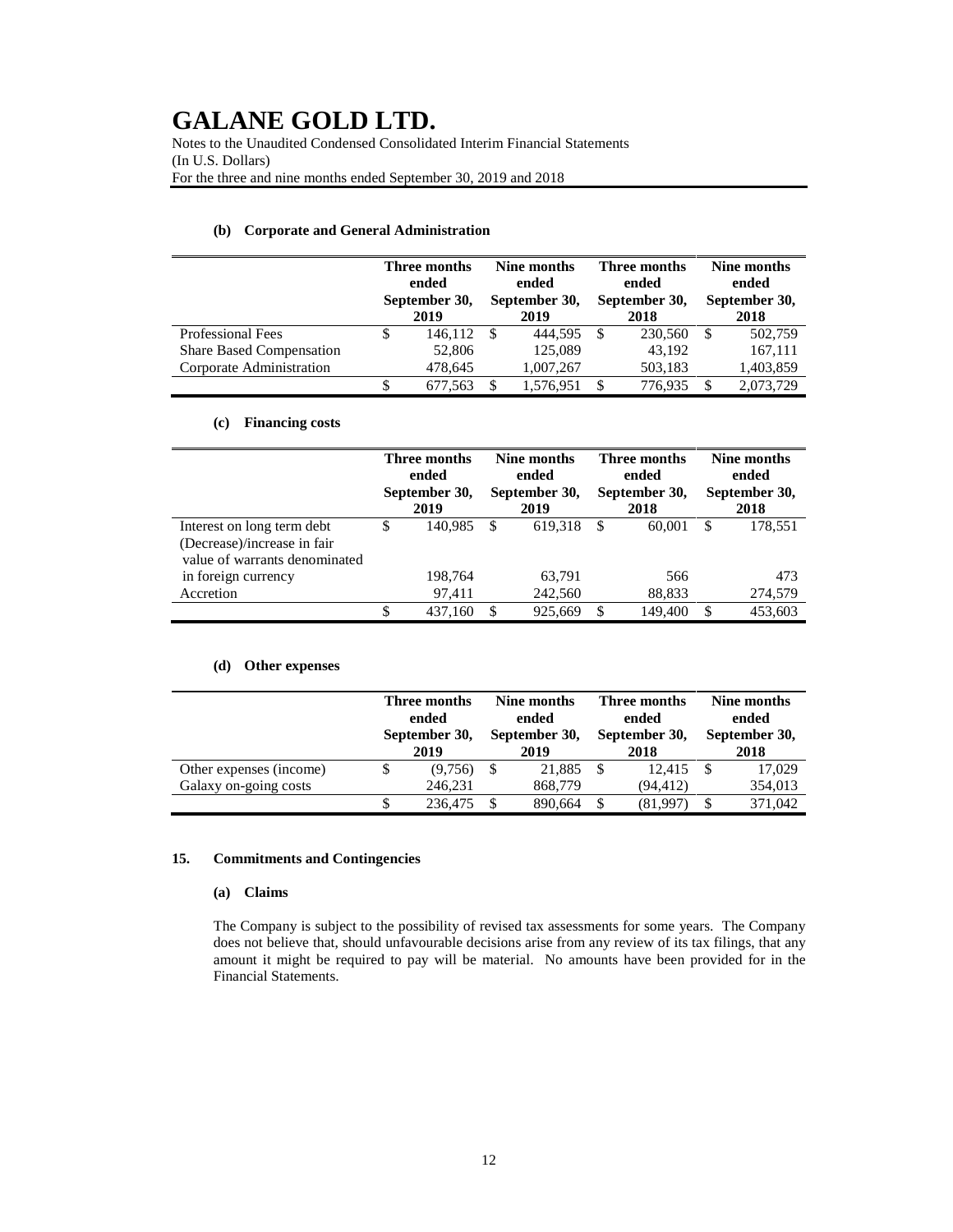# GALANE GOLD LTD.

Notes to the Unaudited Condensed Consolidated Interim Financial Statements
(In U.S. Dollars)
For the three and nine months ended September 30, 2019 and 2018

### (b) Corporate and General Administration

| | Three months ended September 30, 2019 | Nine months ended September 30, 2019 | Three months ended September 30, 2018 | Nine months ended September 30, 2018 |
|---|---|---|---|---|
| Professional Fees | $ 146,112 | $ 444,595 | $ 230,560 | $ 502,759 |
| Share Based Compensation | 52,806 | 125,089 | 43,192 | 167,111 |
| Corporate Administration | 478,645 | 1,007,267 | 503,183 | 1,403,859 |
| | $ 677,563 | $ 1,576,951 | $ 776,935 | $ 2,073,729 |

### (c) Financing costs

| | Three months ended September 30, 2019 | Nine months ended September 30, 2019 | Three months ended September 30, 2018 | Nine months ended September 30, 2018 |
|---|---|---|---|---|
| Interest on long term debt | $ 140,985 | $ 619,318 | $ 60,001 | $ 178,551 |
| (Decrease)/increase in fair value of warrants denominated in foreign currency | 198,764 | 63,791 | 566 | 473 |
| Accretion | 97,411 | 242,560 | 88,833 | 274,579 |
| | $ 437,160 | $ 925,669 | $ 149,400 | $ 453,603 |

### (d) Other expenses

| | Three months ended September 30, 2019 | Nine months ended September 30, 2019 | Three months ended September 30, 2018 | Nine months ended September 30, 2018 |
|---|---|---|---|---|
| Other expenses (income) | $ (9,756) | $ 21,885 | $ 12,415 | $ 17,029 |
| Galaxy on-going costs | 246,231 | 868,779 | (94,412) | 354,013 |
| | $ 236,475 | $ 890,664 | $ (81,997) | $ 371,042 |

## 15. Commitments and Contingencies

### (a) Claims

The Company is subject to the possibility of revised tax assessments for some years. The Company does not believe that, should unfavourable decisions arise from any review of its tax filings, that any amount it might be required to pay will be material. No amounts have been provided for in the Financial Statements.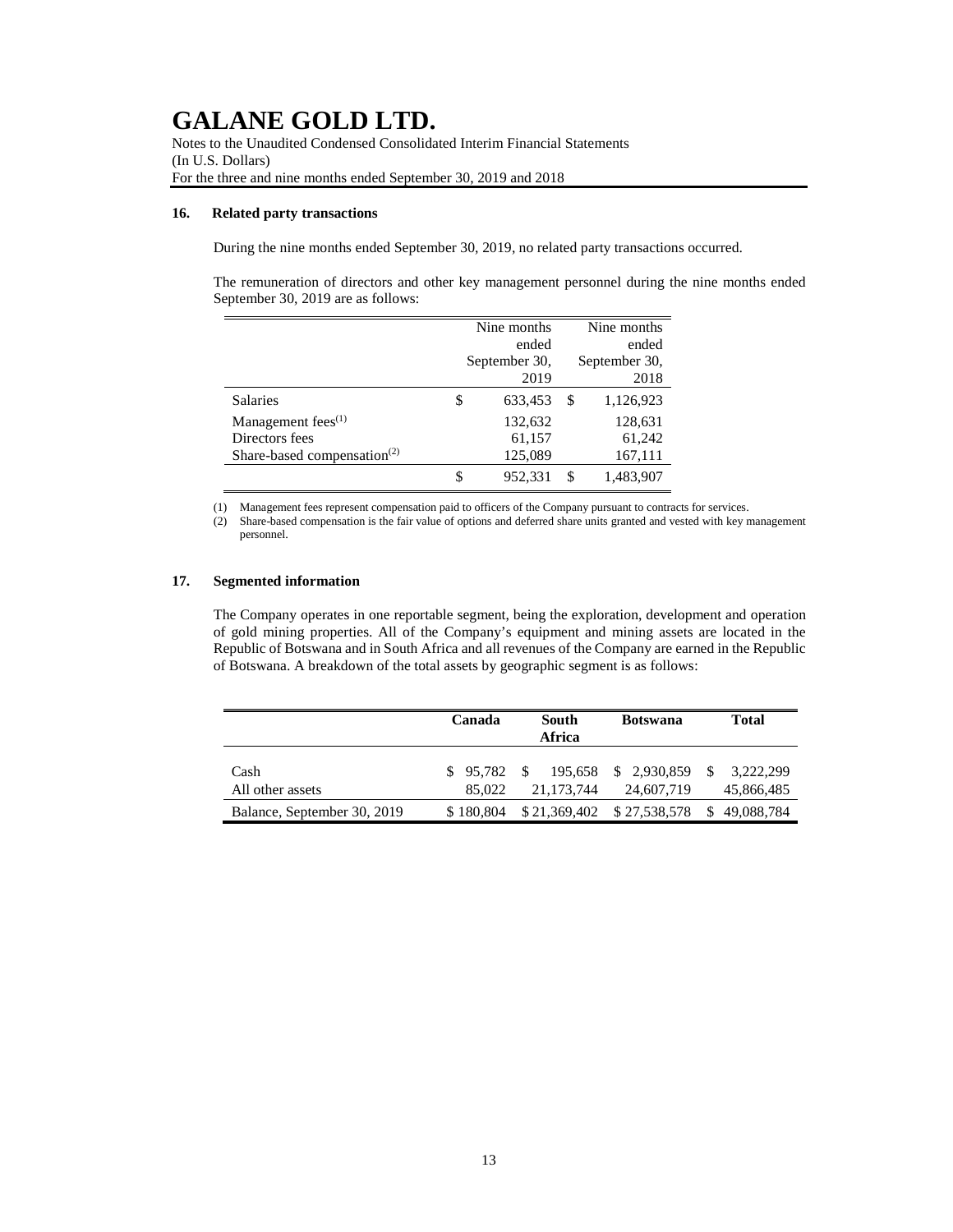# GALANE GOLD LTD.

Notes to the Unaudited Condensed Consolidated Interim Financial Statements
(In U.S. Dollars)
For the three and nine months ended September 30, 2019 and 2018

### 16. Related party transactions

During the nine months ended September 30, 2019, no related party transactions occurred.

The remuneration of directors and other key management personnel during the nine months ended September 30, 2019 are as follows:

| | Nine months ended September 30, 2019 | Nine months ended September 30, 2018 |
|---|---|---|
| Salaries | $ 633,453 | $ 1,126,923 |
| Management fees[(1)] | 132,632 | 128,631 |
| Directors fees | 61,157 | 61,242 |
| Share-based compensation[(2)] | 125,089 | 167,111 |
| | $ 952,331 | $ 1,483,907 |

(1) Management fees represent compensation paid to officers of the Company pursuant to contracts for services.
(2) Share-based compensation is the fair value of options and deferred share units granted and vested with key management personnel.

### 17. Segmented information

The Company operates in one reportable segment, being the exploration, development and operation of gold mining properties. All of the Company's equipment and mining assets are located in the Republic of Botswana and in South Africa and all revenues of the Company are earned in the Republic of Botswana. A breakdown of the total assets by geographic segment is as follows:

| | Canada | South Africa | Botswana | Total |
|---|---|---|---|---|
| Cash | $ 95,782 | $ 195,658 | $ 2,930,859 | $ 3,222,299 |
| All other assets | 85,022 | 21,173,744 | 24,607,719 | 45,866,485 |
| Balance, September 30, 2019 | $ 180,804 | $ 21,369,402 | $ 27,538,578 | $ 49,088,784 |